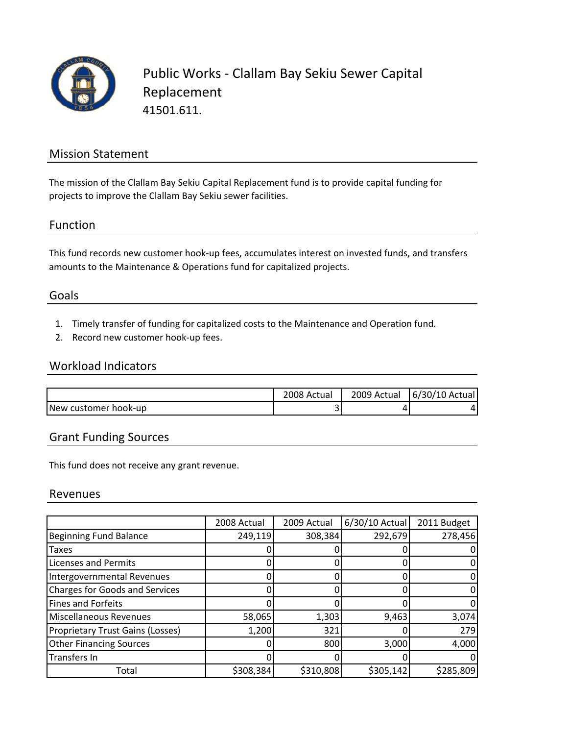# Public Works - Clallam Bay Sekiu Sewer Capital Replacement

41501.611.

## Mission Statement

The mission of the Clallam Bay Sekiu Capital Replacement fund is to provide capital funding for projects to improve the Clallam Bay Sekiu sewer facilities.

## Function

This fund records new customer hook-up fees, accumulates interest on invested funds, and transfers amounts to the Maintenance & Operations fund for capitalized projects.

## Goals

1. Timely transfer of funding for capitalized costs to the Maintenance and Operation fund.
2. Record new customer hook-up fees.

## Workload Indicators

| | 2008 Actual | 2009 Actual | 6/30/10 Actual |
|---|---|---|---|
| New customer hook-up | 3 | 4 | 4 |

## Grant Funding Sources

This fund does not receive any grant revenue.

## Revenues

| | 2008 Actual | 2009 Actual | 6/30/10 Actual | 2011 Budget |
|---|---|---|---|---|
| Beginning Fund Balance | 249,119 | 308,384 | 292,679 | 278,456 |
| Taxes | 0 | 0 | 0 | 0 |
| Licenses and Permits | 0 | 0 | 0 | 0 |
| Intergovernmental Revenues | 0 | 0 | 0 | 0 |
| Charges for Goods and Services | 0 | 0 | 0 | 0 |
| Fines and Forfeits | 0 | 0 | 0 | 0 |
| Miscellaneous Revenues | 58,065 | 1,303 | 9,463 | 3,074 |
| Proprietary Trust Gains (Losses) | 1,200 | 321 | 0 | 279 |
| Other Financing Sources | 0 | 800 | 3,000 | 4,000 |
| Transfers In | 0 | 0 | 0 | 0 |
| Total | $308,384 | $310,808 | $305,142 | $285,809 |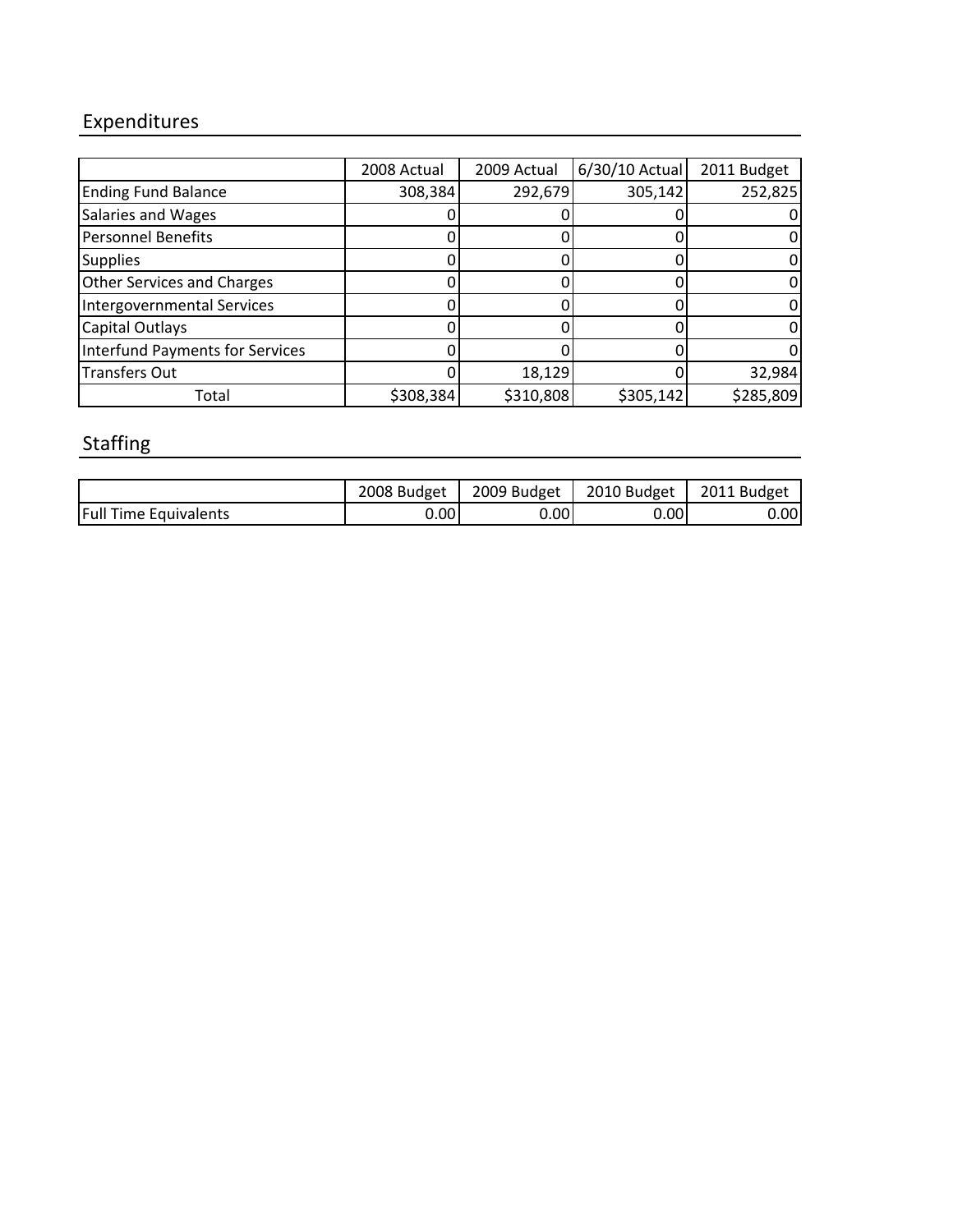## Expenditures

| | 2008 Actual | 2009 Actual | 6/30/10 Actual | 2011 Budget |
|---|---|---|---|---|
| Ending Fund Balance | 308,384 | 292,679 | 305,142 | 252,825 |
| Salaries and Wages | 0 | 0 | 0 | 0 |
| Personnel Benefits | 0 | 0 | 0 | 0 |
| Supplies | 0 | 0 | 0 | 0 |
| Other Services and Charges | 0 | 0 | 0 | 0 |
| Intergovernmental Services | 0 | 0 | 0 | 0 |
| Capital Outlays | 0 | 0 | 0 | 0 |
| Interfund Payments for Services | 0 | 0 | 0 | 0 |
| Transfers Out | 0 | 18,129 | 0 | 32,984 |
| Total | $308,384 | $310,808 | $305,142 | $285,809 |

## Staffing

| | 2008 Budget | 2009 Budget | 2010 Budget | 2011 Budget |
|---|---|---|---|---|
| Full Time Equivalents | 0.00 | 0.00 | 0.00 | 0.00 |